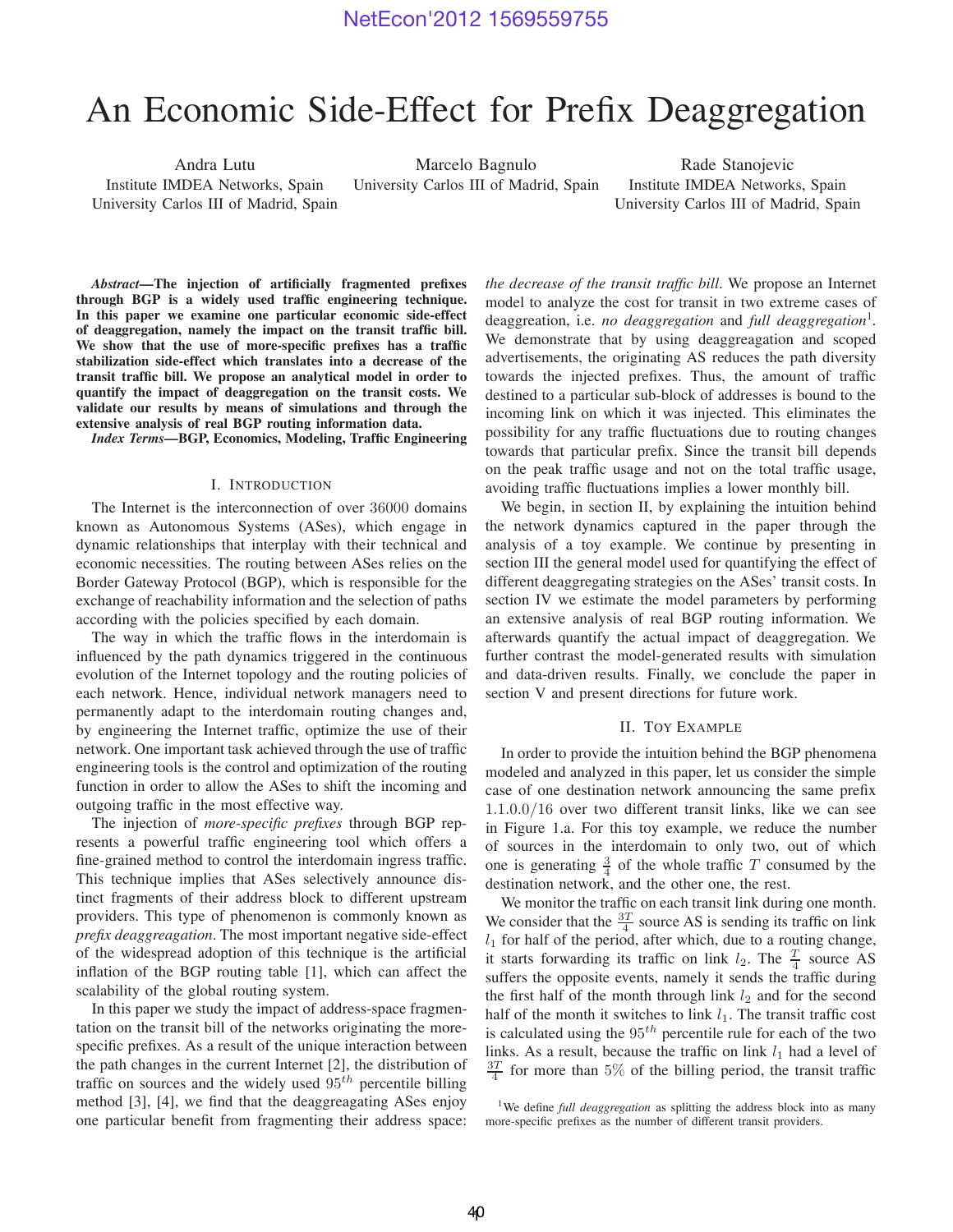# An Economic Side-Effect for Prefix Deaggregation

Andra Lutu
Institute IMDEA Networks, Spain
University Carlos III of Madrid, Spain

Marcelo Bagnulo
University Carlos III of Madrid, Spain

Rade Stanojevic
Institute IMDEA Networks, Spain
University Carlos III of Madrid, Spain

***Abstract*—The injection of artificially fragmented prefixes through BGP is a widely used traffic engineering technique. In this paper we examine one particular economic side-effect of deaggregation, namely the impact on the transit traffic bill. We show that the use of more-specific prefixes has a traffic stabilization side-effect which translates into a decrease of the transit traffic bill. We propose an analytical model in order to quantify the impact of deaggregation on the transit costs. We validate our results by means of simulations and through the extensive analysis of real BGP routing information data.**

***Index Terms*—BGP, Economics, Modeling, Traffic Engineering**

## I. Introduction

The Internet is the interconnection of over 36000 domains known as Autonomous Systems (ASes), which engage in dynamic relationships that interplay with their technical and economic necessities. The routing between ASes relies on the Border Gateway Protocol (BGP), which is responsible for the exchange of reachability information and the selection of paths according with the policies specified by each domain.

The way in which the traffic flows in the interdomain is influenced by the path dynamics triggered in the continuous evolution of the Internet topology and the routing policies of each network. Hence, individual network managers need to permanently adapt to the interdomain routing changes and, by engineering the Internet traffic, optimize the use of their network. One important task achieved through the use of traffic engineering tools is the control and optimization of the routing function in order to allow the ASes to shift the incoming and outgoing traffic in the most effective way.

The injection of *more-specific prefixes* through BGP represents a powerful traffic engineering tool which offers a fine-grained method to control the interdomain ingress traffic. This technique implies that ASes selectively announce distinct fragments of their address block to different upstream providers. This type of phenomenon is commonly known as *prefix deaggreagation*. The most important negative side-effect of the widespread adoption of this technique is the artificial inflation of the BGP routing table [1], which can affect the scalability of the global routing system.

In this paper we study the impact of address-space fragmentation on the transit bill of the networks originating the more-specific prefixes. As a result of the unique interaction between the path changes in the current Internet [2], the distribution of traffic on sources and the widely used $95^{th}$ percentile billing method [3], [4], we find that the deaggreagating ASes enjoy one particular benefit from fragmenting their address space: *the decrease of the transit traffic bill*. We propose an Internet model to analyze the cost for transit in two extreme cases of deaggreation, i.e. *no deaggregation* and *full deaggregation*[1]. We demonstrate that by using deaggregation and scoped advertisements, the originating AS reduces the path diversity towards the injected prefixes. Thus, the amount of traffic destined to a particular sub-block of addresses is bound to the incoming link on which it was injected. This eliminates the possibility for any traffic fluctuations due to routing changes towards that particular prefix. Since the transit bill depends on the peak traffic usage and not on the total traffic usage, avoiding traffic fluctuations implies a lower monthly bill.

We begin, in section II, by explaining the intuition behind the network dynamics captured in the paper through the analysis of a toy example. We continue by presenting in section III the general model used for quantifying the effect of different deaggregating strategies on the ASes' transit costs. In section IV we estimate the model parameters by performing an extensive analysis of real BGP routing information. We afterwards quantify the actual impact of deaggregation. We further contrast the model-generated results with simulation and data-driven results. Finally, we conclude the paper in section V and present directions for future work.

## II. Toy Example

In order to provide the intuition behind the BGP phenomena modeled and analyzed in this paper, let us consider the simple case of one destination network announcing the same prefix 1.1.0.0/16 over two different transit links, like we can see in Figure 1.a. For this toy example, we reduce the number of sources in the interdomain to only two, out of which one is generating $\frac{3}{4}$ of the whole traffic $T$ consumed by the destination network, and the other one, the rest.

We monitor the traffic on each transit link during one month. We consider that the $\frac{3T}{4}$ source AS is sending its traffic on link $l_1$ for half of the period, after which, due to a routing change, it starts forwarding its traffic on link $l_2$. The $\frac{T}{4}$ source AS suffers the opposite events, namely it sends the traffic during the first half of the month through link $l_2$ and for the second half of the month it switches to link $l_1$. The transit traffic cost is calculated using the $95^{th}$ percentile rule for each of the two links. As a result, because the traffic on link $l_1$ had a level of $\frac{3T}{4}$ for more than 5% of the billing period, the transit traffic

[1]We define *full deaggregation* as splitting the address block into as many more-specific prefixes as the number of different transit providers.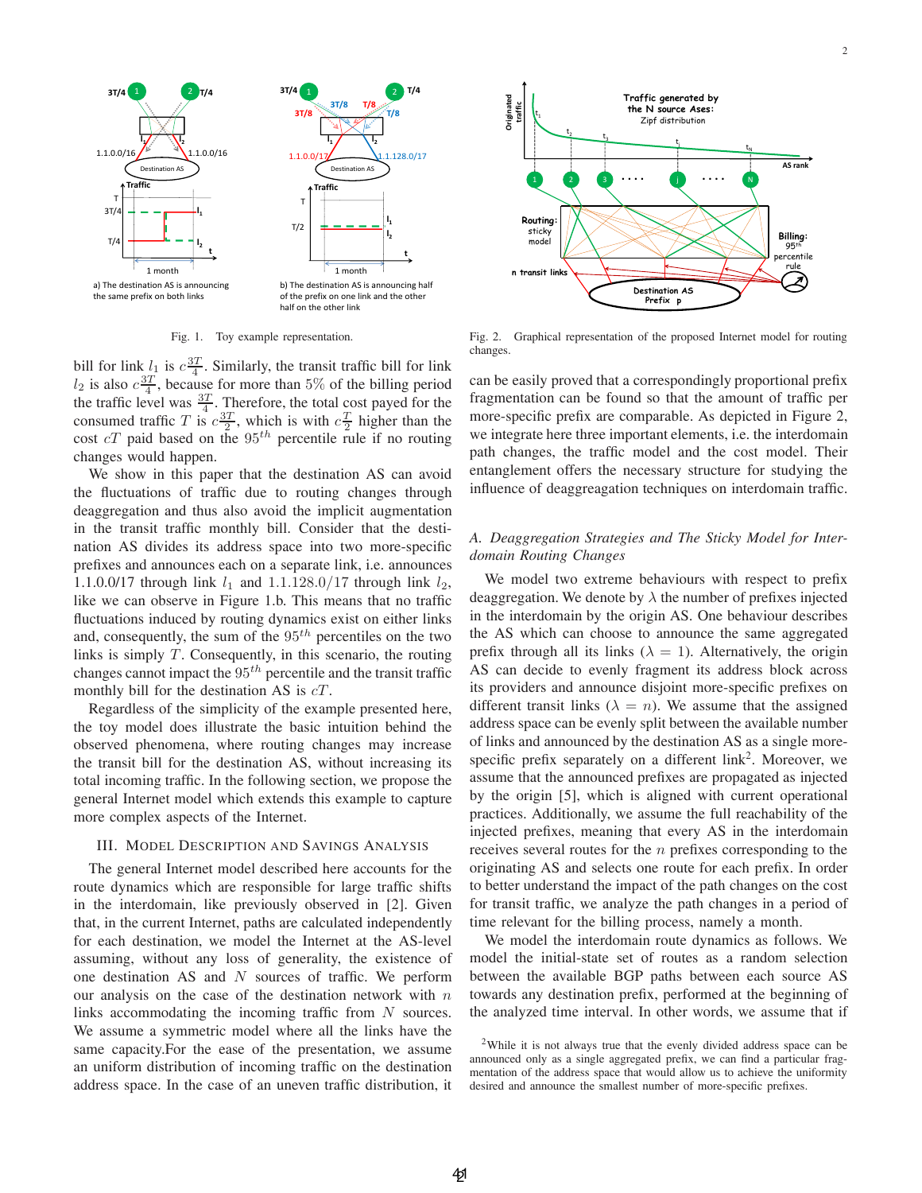Fig. 1. Toy example representation.

Fig. 2. Graphical representation of the proposed Internet model for routing changes.

bill for link $l_1$ is $c\frac{3T}{4}$. Similarly, the transit traffic bill for link $l_2$ is also $c\frac{3T}{4}$, because for more than 5% of the billing period the traffic level was $\frac{3T}{4}$. Therefore, the total cost payed for the consumed traffic $T$ is $c\frac{3T}{2}$, which is with $c\frac{T}{2}$ higher than the cost $cT$ paid based on the $95^{th}$ percentile rule if no routing changes would happen.

We show in this paper that the destination AS can avoid the fluctuations of traffic due to routing changes through deaggregation and thus also avoid the implicit augmentation in the transit traffic monthly bill. Consider that the destination AS divides its address space into two more-specific prefixes and announces each on a separate link, i.e. announces 1.1.0.0/17 through link $l_1$ and 1.1.128.0/17 through link $l_2$, like we can observe in Figure 1.b. This means that no traffic fluctuations induced by routing dynamics exist on either links and, consequently, the sum of the $95^{th}$ percentiles on the two links is simply $T$. Consequently, in this scenario, the routing changes cannot impact the $95^{th}$ percentile and the transit traffic monthly bill for the destination AS is $cT$.

Regardless of the simplicity of the example presented here, the toy model does illustrate the basic intuition behind the observed phenomena, where routing changes may increase the transit bill for the destination AS, without increasing its total incoming traffic. In the following section, we propose the general Internet model which extends this example to capture more complex aspects of the Internet.

## III. Model Description and Savings Analysis

The general Internet model described here accounts for the route dynamics which are responsible for large traffic shifts in the interdomain, like previously observed in [2]. Given that, in the current Internet, paths are calculated independently for each destination, we model the Internet at the AS-level assuming, without any loss of generality, the existence of one destination AS and $N$ sources of traffic. We perform our analysis on the case of the destination network with $n$ links accommodating the incoming traffic from $N$ sources. We assume a symmetric model where all the links have the same capacity.For the ease of the presentation, we assume an uniform distribution of incoming traffic on the destination address space. In the case of an uneven traffic distribution, it can be easily proved that a correspondingly proportional prefix fragmentation can be found so that the amount of traffic per more-specific prefix are comparable. As depicted in Figure 2, we integrate here three important elements, i.e. the interdomain path changes, the traffic model and the cost model. Their entanglement offers the necessary structure for studying the influence of deaggreagation techniques on interdomain traffic.

### *A. Deaggregation Strategies and The Sticky Model for Interdomain Routing Changes*

We model two extreme behaviours with respect to prefix deaggregation. We denote by $\lambda$ the number of prefixes injected in the interdomain by the origin AS. One behaviour describes the AS which can choose to announce the same aggregated prefix through all its links ($\lambda = 1$). Alternatively, the origin AS can decide to evenly fragment its address block across its providers and announce disjoint more-specific prefixes on different transit links ($\lambda = n$). We assume that the assigned address space can be evenly split between the available number of links and announced by the destination AS as a single more-specific prefix separately on a different link[2]. Moreover, we assume that the announced prefixes are propagated as injected by the origin [5], which is aligned with current operational practices. Additionally, we assume the full reachability of the injected prefixes, meaning that every AS in the interdomain receives several routes for the $n$ prefixes corresponding to the originating AS and selects one route for each prefix. In order to better understand the impact of the path changes on the cost for transit traffic, we analyze the path changes in a period of time relevant for the billing process, namely a month.

We model the interdomain route dynamics as follows. We model the initial-state set of routes as a random selection between the available BGP paths between each source AS towards any destination prefix, performed at the beginning of the analyzed time interval. In other words, we assume that if

[2] While it is not always true that the evenly divided address space can be announced only as a single aggregated prefix, we can find a particular fragmentation of the address space that would allow us to achieve the uniformity desired and announce the smallest number of more-specific prefixes.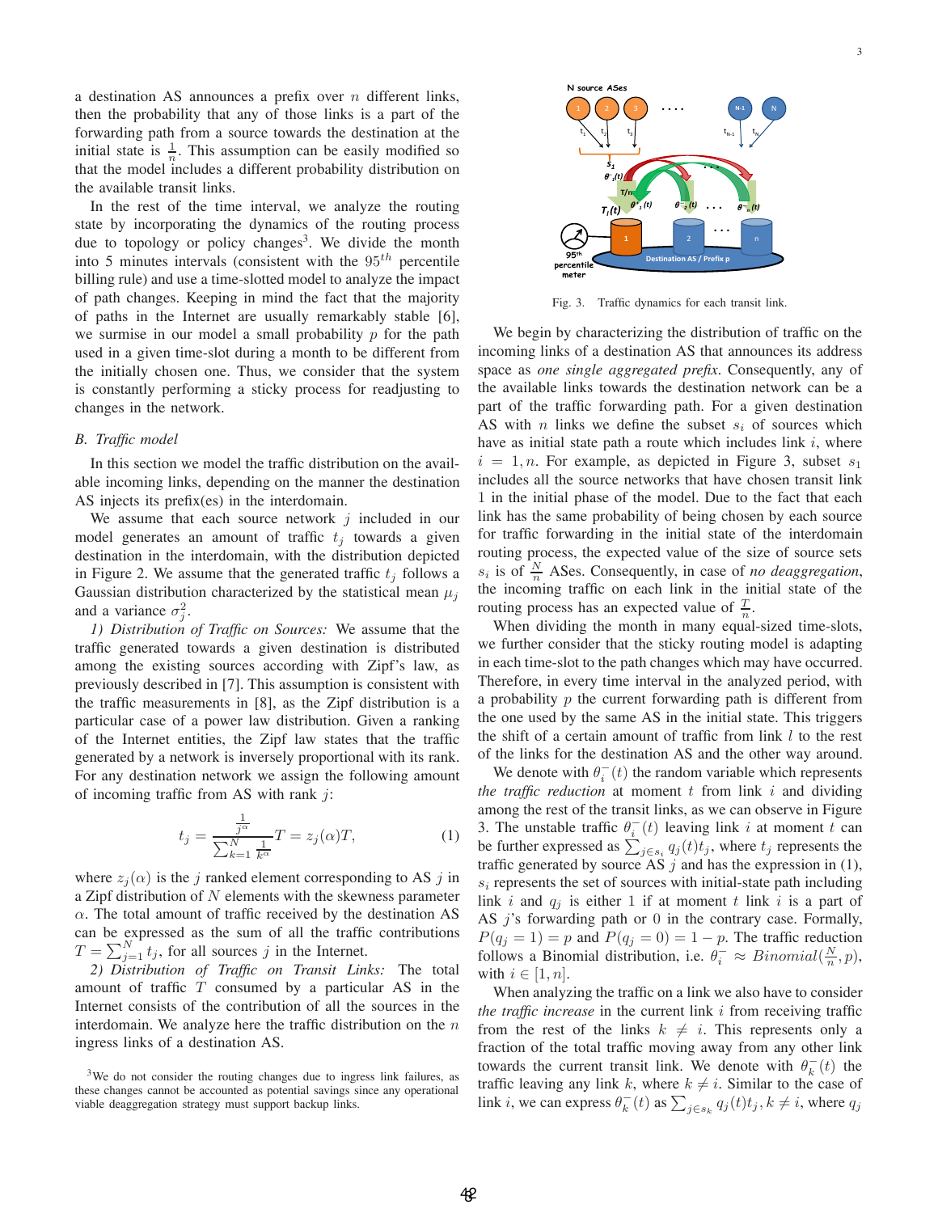a destination AS announces a prefix over $n$ different links, then the probability that any of those links is a part of the forwarding path from a source towards the destination at the initial state is $\frac{1}{n}$. This assumption can be easily modified so that the model includes a different probability distribution on the available transit links.

In the rest of the time interval, we analyze the routing state by incorporating the dynamics of the routing process due to topology or policy changes[3]. We divide the month into 5 minutes intervals (consistent with the $95^{th}$ percentile billing rule) and use a time-slotted model to analyze the impact of path changes. Keeping in mind the fact that the majority of paths in the Internet are usually remarkably stable [6], we surmise in our model a small probability $p$ for the path used in a given time-slot during a month to be different from the initially chosen one. Thus, we consider that the system is constantly performing a sticky process for readjusting to changes in the network.

### B. Traffic model

In this section we model the traffic distribution on the available incoming links, depending on the manner the destination AS injects its prefix(es) in the interdomain.

We assume that each source network $j$ included in our model generates an amount of traffic $t_j$ towards a given destination in the interdomain, with the distribution depicted in Figure 2. We assume that the generated traffic $t_j$ follows a Gaussian distribution characterized by the statistical mean $\mu_j$ and a variance $\sigma_j^2$.

*1) Distribution of Traffic on Sources:* We assume that the traffic generated towards a given destination is distributed among the existing sources according with Zipf's law, as previously described in [7]. This assumption is consistent with the traffic measurements in [8], as the Zipf distribution is a particular case of a power law distribution. Given a ranking of the Internet entities, the Zipf law states that the traffic generated by a network is inversely proportional with its rank. For any destination network we assign the following amount of incoming traffic from AS with rank $j$:

$$t_j = \frac{\frac{1}{j^\alpha}}{\sum_{k=1}^{N} \frac{1}{k^\alpha}} T = z_j(\alpha) T, \tag{1}$$

where $z_j(\alpha)$ is the $j$ ranked element corresponding to AS $j$ in a Zipf distribution of $N$ elements with the skewness parameter $\alpha$. The total amount of traffic received by the destination AS can be expressed as the sum of all the traffic contributions $T = \sum_{j=1}^{N} t_j$, for all sources $j$ in the Internet.

*2) Distribution of Traffic on Transit Links:* The total amount of traffic $T$ consumed by a particular AS in the Internet consists of the contribution of all the sources in the interdomain. We analyze here the traffic distribution on the $n$ ingress links of a destination AS.

[3]We do not consider the routing changes due to ingress link failures, as these changes cannot be accounted as potential savings since any operational viable deaggregation strategy must support backup links.

Fig. 3. Traffic dynamics for each transit link.

We begin by characterizing the distribution of traffic on the incoming links of a destination AS that announces its address space as *one single aggregated prefix*. Consequently, any of the available links towards the destination network can be a part of the traffic forwarding path. For a given destination AS with $n$ links we define the subset $s_i$ of sources which have as initial state path a route which includes link $i$, where $i = 1, n$. For example, as depicted in Figure 3, subset $s_1$ includes all the source networks that have chosen transit link 1 in the initial phase of the model. Due to the fact that each link has the same probability of being chosen by each source for traffic forwarding in the initial state of the interdomain routing process, the expected value of the size of source sets $s_i$ is of $\frac{N}{n}$ ASes. Consequently, in case of *no deaggregation*, the incoming traffic on each link in the initial state of the routing process has an expected value of $\frac{T}{n}$.

When dividing the month in many equal-sized time-slots, we further consider that the sticky routing model is adapting in each time-slot to the path changes which may have occurred. Therefore, in every time interval in the analyzed period, with a probability $p$ the current forwarding path is different from the one used by the same AS in the initial state. This triggers the shift of a certain amount of traffic from link $l$ to the rest of the links for the destination AS and the other way around.

We denote with $\theta_i^-(t)$ the random variable which represents *the traffic reduction* at moment $t$ from link $i$ and dividing among the rest of the transit links, as we can observe in Figure 3. The unstable traffic $\theta_i^-(t)$ leaving link $i$ at moment $t$ can be further expressed as $\sum_{j \in s_i} q_j(t) t_j$, where $t_j$ represents the traffic generated by source AS $j$ and has the expression in (1), $s_i$ represents the set of sources with initial-state path including link $i$ and $q_j$ is either 1 if at moment $t$ link $i$ is a part of AS $j$'s forwarding path or 0 in the contrary case. Formally, $P(q_j = 1) = p$ and $P(q_j = 0) = 1 - p$. The traffic reduction follows a Binomial distribution, i.e. $\theta_i^- \approx Binomial(\frac{N}{n}, p)$, with $i \in [1, n]$.

When analyzing the traffic on a link we also have to consider *the traffic increase* in the current link $i$ from receiving traffic from the rest of the links $k \neq i$. This represents only a fraction of the total traffic moving away from any other link towards the current transit link. We denote with $\theta_k^-(t)$ the traffic leaving any link $k$, where $k \neq i$. Similar to the case of link $i$, we can express $\theta_k^-(t)$ as $\sum_{j \in s_k} q_j(t) t_j, k \neq i$, where $q_j$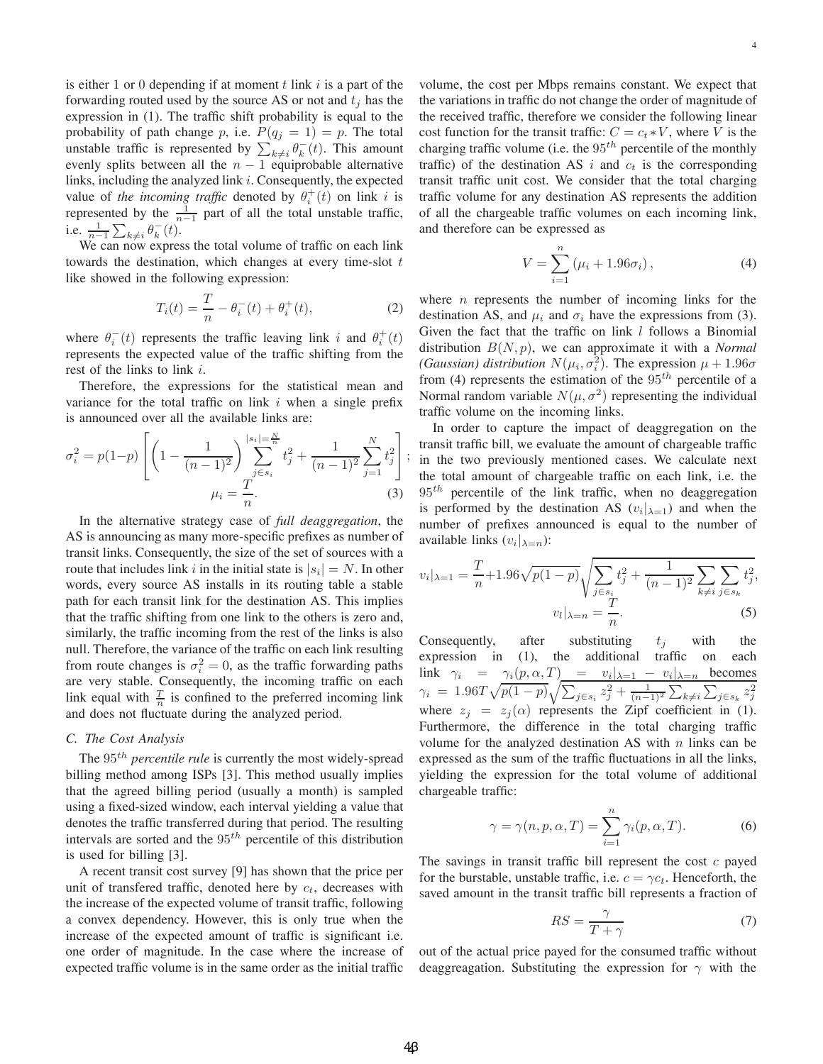is either 1 or 0 depending if at moment $t$ link $i$ is a part of the forwarding routed used by the source AS or not and $t_j$ has the expression in (1). The traffic shift probability is equal to the probability of path change $p$, i.e. $P(q_j = 1) = p$. The total unstable traffic is represented by $\sum_{k \neq i} \theta_k^-(t)$. This amount evenly splits between all the $n-1$ equiprobable alternative links, including the analyzed link $i$. Consequently, the expected value of *the incoming traffic* denoted by $\theta_i^+(t)$ on link $i$ is represented by the $\frac{1}{n-1}$ part of all the total unstable traffic, i.e. $\frac{1}{n-1} \sum_{k \neq i} \theta_k^-(t)$.

We can now express the total volume of traffic on each link towards the destination, which changes at every time-slot $t$ like showed in the following expression:

$$T_i(t) = \frac{T}{n} - \theta_i^-(t) + \theta_i^+(t), \tag{2}$$

where $\theta_i^-(t)$ represents the traffic leaving link $i$ and $\theta_i^+(t)$ represents the expected value of the traffic shifting from the rest of the links to link $i$.

Therefore, the expressions for the statistical mean and variance for the total traffic on link $i$ when a single prefix is announced over all the available links are:

$$\sigma_i^2 = p(1-p) \left[ \left(1 - \frac{1}{(n-1)^2}\right) \sum_{j \in s_i}^{|s_i| = \frac{N}{n}} t_j^2 + \frac{1}{(n-1)^2} \sum_{j=1}^{N} t_j^2 \right]; \quad \mu_i = \frac{T}{n}. \tag{3}$$

In the alternative strategy case of *full deaggregation*, the AS is announcing as many more-specific prefixes as number of transit links. Consequently, the size of the set of sources with a route that includes link $i$ in the initial state is $|s_i| = N$. In other words, every source AS installs in its routing table a stable path for each transit link for the destination AS. This implies that the traffic shifting from one link to the others is zero and, similarly, the traffic incoming from the rest of the links is also null. Therefore, the variance of the traffic on each link resulting from route changes is $\sigma_i^2 = 0$, as the traffic forwarding paths are very stable. Consequently, the incoming traffic on each link equal with $\frac{T}{n}$ is confined to the preferred incoming link and does not fluctuate during the analyzed period.

### C. The Cost Analysis

The $95^{th}$ *percentile rule* is currently the most widely-spread billing method among ISPs [3]. This method usually implies that the agreed billing period (usually a month) is sampled using a fixed-sized window, each interval yielding a value that denotes the traffic transferred during that period. The resulting intervals are sorted and the $95^{th}$ percentile of this distribution is used for billing [3].

A recent transit cost survey [9] has shown that the price per unit of transfered traffic, denoted here by $c_t$, decreases with the increase of the expected volume of transit traffic, following a convex dependency. However, this is only true when the increase of the expected amount of traffic is significant i.e. one order of magnitude. In the case where the increase of expected traffic volume is in the same order as the initial traffic volume, the cost per Mbps remains constant. We expect that the variations in traffic do not change the order of magnitude of the received traffic, therefore we consider the following linear cost function for the transit traffic: $C = c_t * V$, where $V$ is the charging traffic volume (i.e. the $95^{th}$ percentile of the monthly traffic) of the destination AS $i$ and $c_t$ is the corresponding transit traffic unit cost. We consider that the total charging traffic volume for any destination AS represents the addition of all the chargeable traffic volumes on each incoming link, and therefore can be expressed as

$$V = \sum_{i=1}^{n} (\mu_i + 1.96\sigma_i), \tag{4}$$

where $n$ represents the number of incoming links for the destination AS, and $\mu_i$ and $\sigma_i$ have the expressions from (3). Given the fact that the traffic on link $l$ follows a Binomial distribution $B(N, p)$, we can approximate it with a *Normal (Gaussian) distribution* $N(\mu_i, \sigma_i^2)$. The expression $\mu + 1.96\sigma$ from (4) represents the estimation of the $95^{th}$ percentile of a Normal random variable $N(\mu, \sigma^2)$ representing the individual traffic volume on the incoming links.

In order to capture the impact of deaggregation on the transit traffic bill, we evaluate the amount of chargeable traffic in the two previously mentioned cases. We calculate next the total amount of chargeable traffic on each link, i.e. the $95^{th}$ percentile of the link traffic, when no deaggregation is performed by the destination AS ($v_i|_{\lambda=1}$) and when the number of prefixes announced is equal to the number of available links ($v_i|_{\lambda=n}$):

$$v_i|_{\lambda=1} = \frac{T}{n} + 1.96\sqrt{p(1-p)} \sqrt{\sum_{j \in s_i} t_j^2 + \frac{1}{(n-1)^2} \sum_{k \neq i} \sum_{j \in s_k} t_j^2}, \quad v_l|_{\lambda=n} = \frac{T}{n}. \tag{5}$$

Consequently, after substituting $t_j$ with the expression in (1), the additional traffic on each link $\gamma_i = \gamma_i(p, \alpha, T) = v_i|_{\lambda=1} - v_i|_{\lambda=n}$ becomes $\gamma_i = 1.96T\sqrt{p(1-p)} \sqrt{\sum_{j \in s_i} z_j^2 + \frac{1}{(n-1)^2} \sum_{k \neq i} \sum_{j \in s_k} z_j^2}$ where $z_j = z_j(\alpha)$ represents the Zipf coefficient in (1). Furthermore, the difference in the total charging traffic volume for the analyzed destination AS with $n$ links can be expressed as the sum of the traffic fluctuations in all the links, yielding the expression for the total volume of additional chargeable traffic:

$$\gamma = \gamma(n, p, \alpha, T) = \sum_{i=1}^{n} \gamma_i(p, \alpha, T). \tag{6}$$

The savings in transit traffic bill represent the cost $c$ payed for the burstable, unstable traffic, i.e. $c = \gamma c_t$. Henceforth, the saved amount in the transit traffic bill represents a fraction of

$$RS = \frac{\gamma}{T + \gamma} \tag{7}$$

out of the actual price payed for the consumed traffic without deaggreagation. Substituting the expression for $\gamma$ with the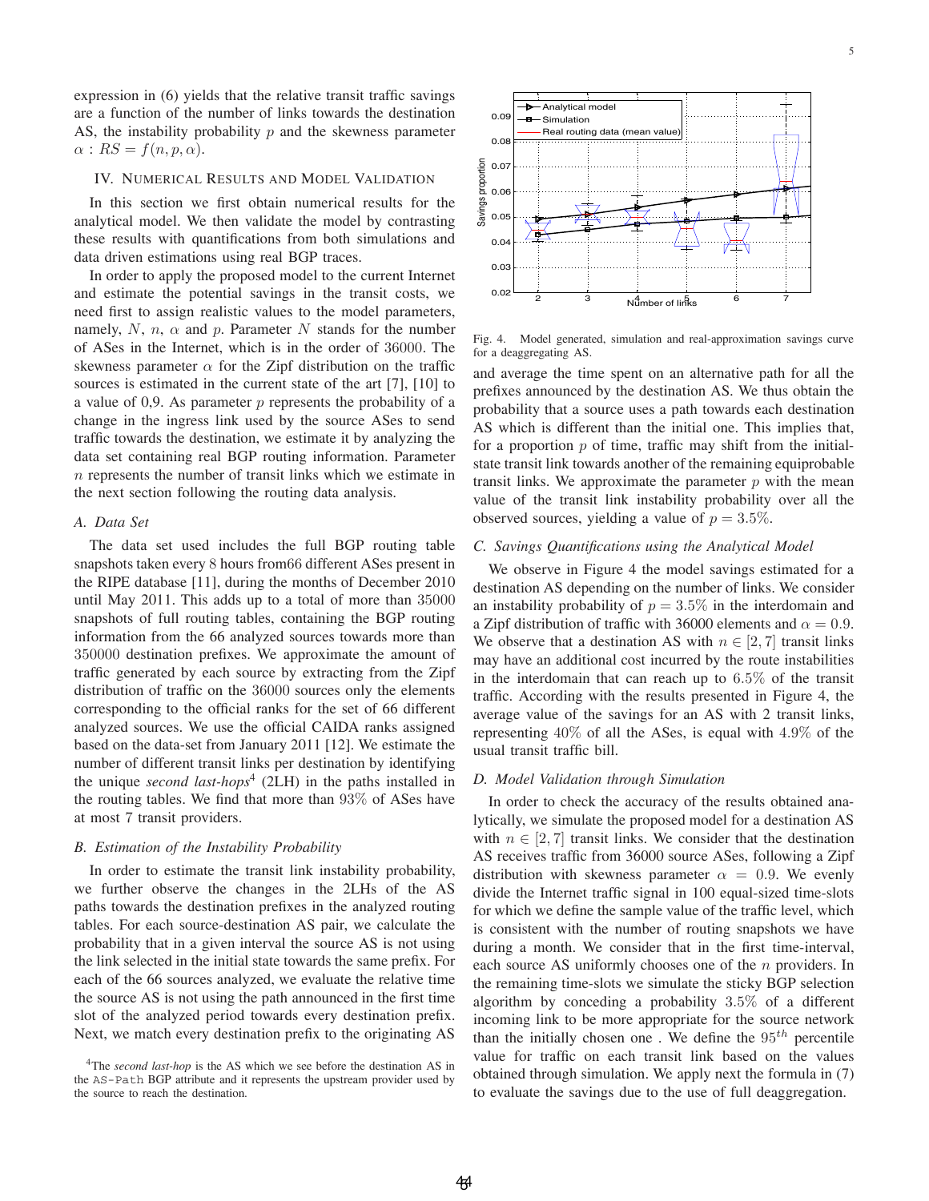expression in (6) yields that the relative transit traffic savings are a function of the number of links towards the destination AS, the instability probability $p$ and the skewness parameter $\alpha$ : $RS = f(n, p, \alpha)$.

## IV. Numerical Results and Model Validation

In this section we first obtain numerical results for the analytical model. We then validate the model by contrasting these results with quantifications from both simulations and data driven estimations using real BGP traces.

In order to apply the proposed model to the current Internet and estimate the potential savings in the transit costs, we need first to assign realistic values to the model parameters, namely, $N$, $n$, $\alpha$ and $p$. Parameter $N$ stands for the number of ASes in the Internet, which is in the order of 36000. The skewness parameter $\alpha$ for the Zipf distribution on the traffic sources is estimated in the current state of the art [7], [10] to a value of 0,9. As parameter $p$ represents the probability of a change in the ingress link used by the source ASes to send traffic towards the destination, we estimate it by analyzing the data set containing real BGP routing information. Parameter $n$ represents the number of transit links which we estimate in the next section following the routing data analysis.

### A. Data Set

The data set used includes the full BGP routing table snapshots taken every 8 hours from66 different ASes present in the RIPE database [11], during the months of December 2010 until May 2011. This adds up to a total of more than 35000 snapshots of full routing tables, containing the BGP routing information from the 66 analyzed sources towards more than 350000 destination prefixes. We approximate the amount of traffic generated by each source by extracting from the Zipf distribution of traffic on the 36000 sources only the elements corresponding to the official ranks for the set of 66 different analyzed sources. We use the official CAIDA ranks assigned based on the data-set from January 2011 [12]. We estimate the number of different transit links per destination by identifying the unique *second last-hops*[4] (2LH) in the paths installed in the routing tables. We find that more than 93% of ASes have at most 7 transit providers.

### B. Estimation of the Instability Probability

In order to estimate the transit link instability probability, we further observe the changes in the 2LHs of the AS paths towards the destination prefixes in the analyzed routing tables. For each source-destination AS pair, we calculate the probability that in a given interval the source AS is not using the link selected in the initial state towards the same prefix. For each of the 66 sources analyzed, we evaluate the relative time the source AS is not using the path announced in the first time slot of the analyzed period towards every destination prefix. Next, we match every destination prefix to the originating AS and average the time spent on an alternative path for all the prefixes announced by the destination AS. We thus obtain the probability that a source uses a path towards each destination AS which is different than the initial one. This implies that, for a proportion $p$ of time, traffic may shift from the initial-state transit link towards another of the remaining equiprobable transit links. We approximate the parameter $p$ with the mean value of the transit link instability probability over all the observed sources, yielding a value of $p = 3.5\%$.

[4]The *second last-hop* is the AS which we see before the destination AS in the AS-Path BGP attribute and it represents the upstream provider used by the source to reach the destination.

Fig. 4. Model generated, simulation and real-approximation savings curve for a deaggregating AS.

### C. Savings Quantifications using the Analytical Model

We observe in Figure 4 the model savings estimated for a destination AS depending on the number of links. We consider an instability probability of $p = 3.5\%$ in the interdomain and a Zipf distribution of traffic with 36000 elements and $\alpha = 0.9$. We observe that a destination AS with $n \in [2, 7]$ transit links may have an additional cost incurred by the route instabilities in the interdomain that can reach up to 6.5% of the transit traffic. According with the results presented in Figure 4, the average value of the savings for an AS with 2 transit links, representing 40% of all the ASes, is equal with 4.9% of the usual transit traffic bill.

### D. Model Validation through Simulation

In order to check the accuracy of the results obtained analytically, we simulate the proposed model for a destination AS with $n \in [2, 7]$ transit links. We consider that the destination AS receives traffic from 36000 source ASes, following a Zipf distribution with skewness parameter $\alpha = 0.9$. We evenly divide the Internet traffic signal in 100 equal-sized time-slots for which we define the sample value of the traffic level, which is consistent with the number of routing snapshots we have during a month. We consider that in the first time-interval, each source AS uniformly chooses one of the $n$ providers. In the remaining time-slots we simulate the sticky BGP selection algorithm by conceding a probability 3.5% of a different incoming link to be more appropriate for the source network than the initially chosen one . We define the $95^{th}$ percentile value for traffic on each transit link based on the values obtained through simulation. We apply next the formula in (7) to evaluate the savings due to the use of full deaggregation.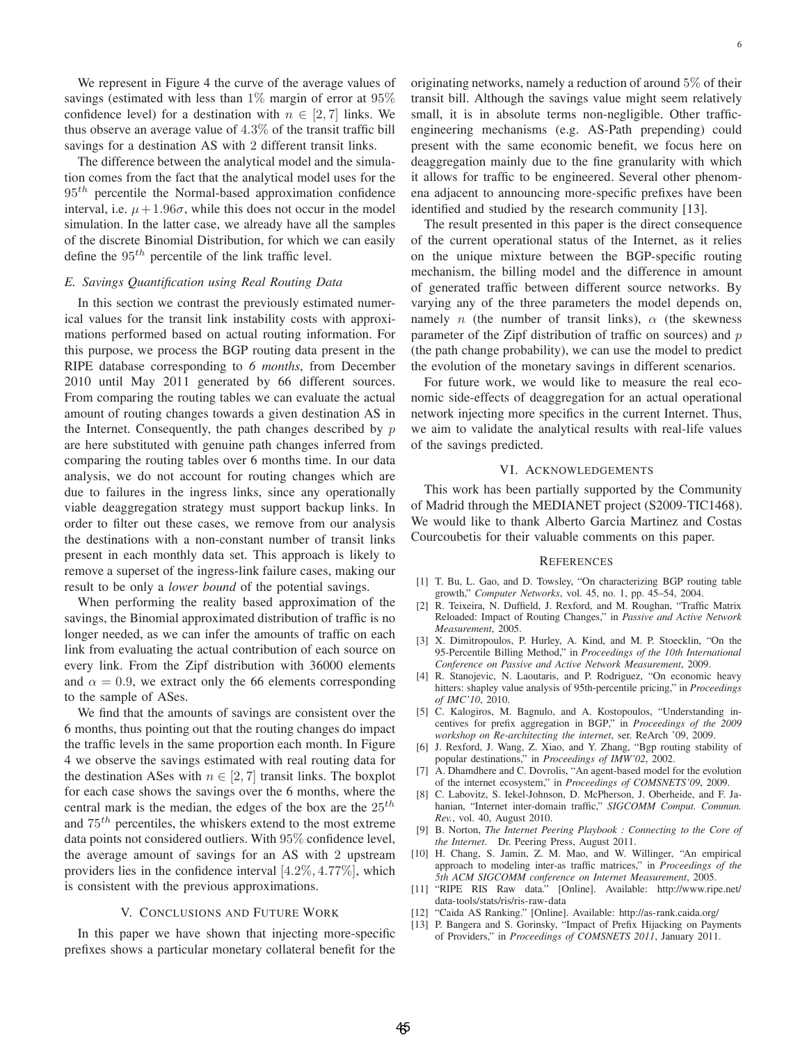We represent in Figure 4 the curve of the average values of savings (estimated with less than $1\%$ margin of error at $95\%$ confidence level) for a destination with $n \in [2, 7]$ links. We thus observe an average value of $4.3\%$ of the transit traffic bill savings for a destination AS with 2 different transit links.

The difference between the analytical model and the simulation comes from the fact that the analytical model uses for the $95^{th}$ percentile the Normal-based approximation confidence interval, i.e. $\mu + 1.96\sigma$, while this does not occur in the model simulation. In the latter case, we already have all the samples of the discrete Binomial Distribution, for which we can easily define the $95^{th}$ percentile of the link traffic level.

### E. Savings Quantification using Real Routing Data

In this section we contrast the previously estimated numerical values for the transit link instability costs with approximations performed based on actual routing information. For this purpose, we process the BGP routing data present in the RIPE database corresponding to *6 months*, from December 2010 until May 2011 generated by 66 different sources. From comparing the routing tables we can evaluate the actual amount of routing changes towards a given destination AS in the Internet. Consequently, the path changes described by $p$ are here substituted with genuine path changes inferred from comparing the routing tables over 6 months time. In our data analysis, we do not account for routing changes which are due to failures in the ingress links, since any operationally viable deaggregation strategy must support backup links. In order to filter out these cases, we remove from our analysis the destinations with a non-constant number of transit links present in each monthly data set. This approach is likely to remove a superset of the ingress-link failure cases, making our result to be only a *lower bound* of the potential savings.

When performing the reality based approximation of the savings, the Binomial approximated distribution of traffic is no longer needed, as we can infer the amounts of traffic on each link from evaluating the actual contribution of each source on every link. From the Zipf distribution with 36000 elements and $\alpha = 0.9$, we extract only the 66 elements corresponding to the sample of ASes.

We find that the amounts of savings are consistent over the 6 months, thus pointing out that the routing changes do impact the traffic levels in the same proportion each month. In Figure 4 we observe the savings estimated with real routing data for the destination ASes with $n \in [2, 7]$ transit links. The boxplot for each case shows the savings over the 6 months, where the central mark is the median, the edges of the box are the $25^{th}$ and $75^{th}$ percentiles, the whiskers extend to the most extreme data points not considered outliers. With $95\%$ confidence level, the average amount of savings for an AS with 2 upstream providers lies in the confidence interval $[4.2\%, 4.77\%]$, which is consistent with the previous approximations.

## V. Conclusions and Future Work

In this paper we have shown that injecting more-specific prefixes shows a particular monetary collateral benefit for the originating networks, namely a reduction of around $5\%$ of their transit bill. Although the savings value might seem relatively small, it is in absolute terms non-negligible. Other traffic-engineering mechanisms (e.g. AS-Path prepending) could present with the same economic benefit, we focus here on deaggregation mainly due to the fine granularity with which it allows for traffic to be engineered. Several other phenomena adjacent to announcing more-specific prefixes have been identified and studied by the research community [13].

The result presented in this paper is the direct consequence of the current operational status of the Internet, as it relies on the unique mixture between the BGP-specific routing mechanism, the billing model and the difference in amount of generated traffic between different source networks. By varying any of the three parameters the model depends on, namely $n$ (the number of transit links), $\alpha$ (the skewness parameter of the Zipf distribution of traffic on sources) and $p$ (the path change probability), we can use the model to predict the evolution of the monetary savings in different scenarios.

For future work, we would like to measure the real economic side-effects of deaggregation for an actual operational network injecting more specifics in the current Internet. Thus, we aim to validate the analytical results with real-life values of the savings predicted.

## VI. Acknowledgements

This work has been partially supported by the Community of Madrid through the MEDIANET project (S2009-TIC1468). We would like to thank Alberto Garcia Martinez and Costas Courcoubetis for their valuable comments on this paper.

## References

[1] T. Bu, L. Gao, and D. Towsley, "On characterizing BGP routing table growth," *Computer Networks*, vol. 45, no. 1, pp. 45–54, 2004.

[2] R. Teixeira, N. Duffield, J. Rexford, and M. Roughan, "Traffic Matrix Reloaded: Impact of Routing Changes," in *Passive and Active Network Measurement*, 2005.

[3] X. Dimitropoulos, P. Hurley, A. Kind, and M. P. Stoecklin, "On the 95-Percentile Billing Method," in *Proceedings of the 10th International Conference on Passive and Active Network Measurement*, 2009.

[4] R. Stanojevic, N. Laoutaris, and P. Rodriguez, "On economic heavy hitters: shapley value analysis of 95th-percentile pricing," in *Proceedings of IMC'10*, 2010.

[5] C. Kalogiros, M. Bagnulo, and A. Kostopoulos, "Understanding incentives for prefix aggregation in BGP," in *Proceedings of the 2009 workshop on Re-architecting the internet*, ser. ReArch '09, 2009.

[6] J. Rexford, J. Wang, Z. Xiao, and Y. Zhang, "Bgp routing stability of popular destinations," in *Proceedings of IMW'02*, 2002.

[7] A. Dhamdhere and C. Dovrolis, "An agent-based model for the evolution of the internet ecosystem," in *Proceedings of COMSNETS'09*, 2009.

[8] C. Labovitz, S. Iekel-Johnson, D. McPherson, J. Oberheide, and F. Jahanian, "Internet inter-domain traffic," *SIGCOMM Comput. Commun. Rev.*, vol. 40, August 2010.

[9] B. Norton, *The Internet Peering Playbook : Connecting to the Core of the Internet*. Dr. Peering Press, August 2011.

[10] H. Chang, S. Jamin, Z. M. Mao, and W. Willinger, "An empirical approach to modeling inter-as traffic matrices," in *Proceedings of the 5th ACM SIGCOMM conference on Internet Measurement*, 2005.

[11] "RIPE RIS Raw data." [Online]. Available: http://www.ripe.net/data-tools/stats/ris/ris-raw-data

[12] "Caida AS Ranking." [Online]. Available: http://as-rank.caida.org/

[13] P. Bangera and S. Gorinsky, "Impact of Prefix Hijacking on Payments of Providers," in *Proceedings of COMSNETS 2011*, January 2011.